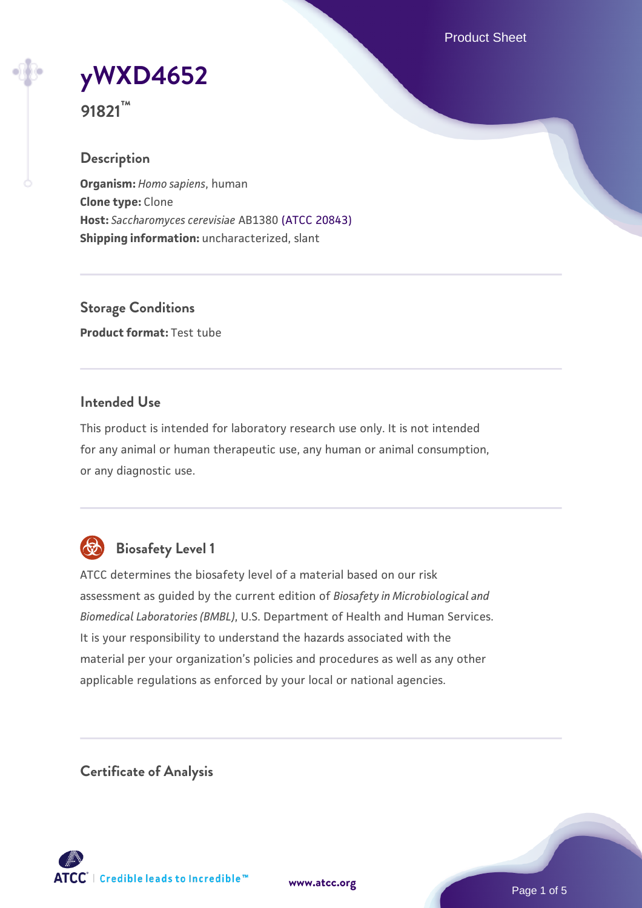# yWXD4652

**91821™**

## Description

**Organism:** *Homo sapiens*, human
**Clone type:** Clone
**Host:** *Saccharomyces cerevisiae* AB1380 (ATCC 20843)
**Shipping information:** uncharacterized, slant

## Storage Conditions

**Product format:** Test tube

## Intended Use

This product is intended for laboratory research use only. It is not intended for any animal or human therapeutic use, any human or animal consumption, or any diagnostic use.

## Biosafety Level 1

ATCC determines the biosafety level of a material based on our risk assessment as guided by the current edition of *Biosafety in Microbiological and Biomedical Laboratories (BMBL)*, U.S. Department of Health and Human Services. It is your responsibility to understand the hazards associated with the material per your organization's policies and procedures as well as any other applicable regulations as enforced by your local or national agencies.

## Certificate of Analysis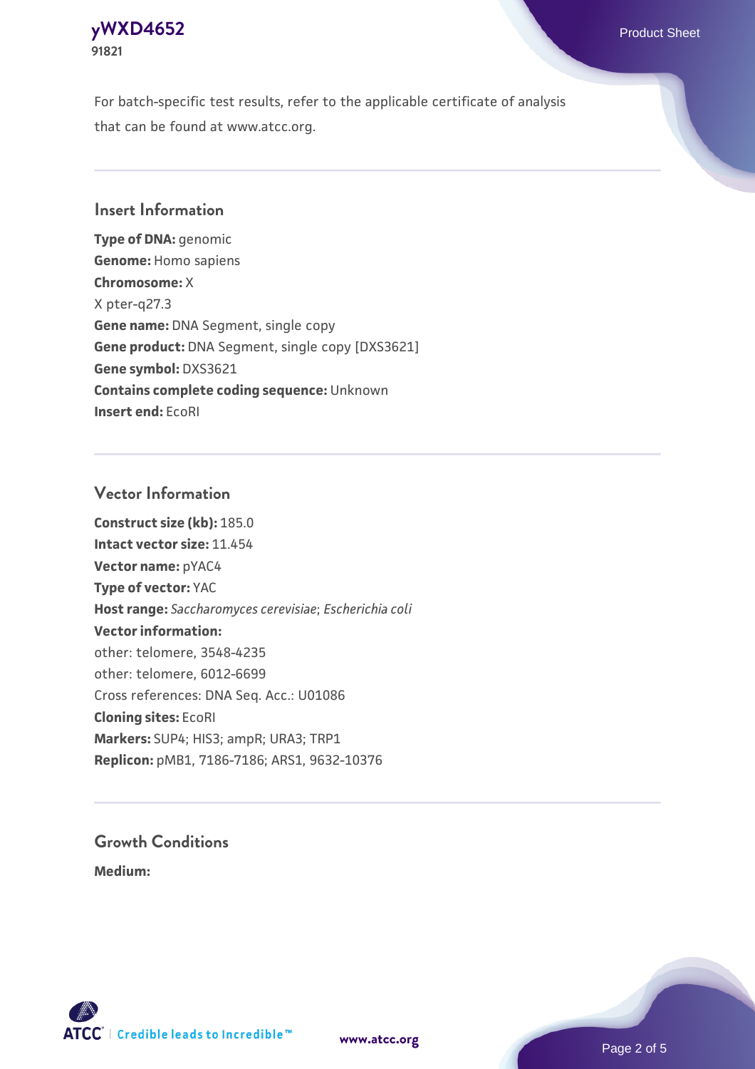For batch-specific test results, refer to the applicable certificate of analysis that can be found at www.atcc.org.

## Insert Information

**Type of DNA:** genomic
**Genome:** Homo sapiens
**Chromosome:** X
X pter-q27.3
**Gene name:** DNA Segment, single copy
**Gene product:** DNA Segment, single copy [DXS3621]
**Gene symbol:** DXS3621
**Contains complete coding sequence:** Unknown
**Insert end:** EcoRI

## Vector Information

**Construct size (kb):** 185.0
**Intact vector size:** 11.454
**Vector name:** pYAC4
**Type of vector:** YAC
**Host range:** *Saccharomyces cerevisiae*; *Escherichia coli*
**Vector information:**
other: telomere, 3548-4235
other: telomere, 6012-6699
Cross references: DNA Seq. Acc.: U01086
**Cloning sites:** EcoRI
**Markers:** SUP4; HIS3; ampR; URA3; TRP1
**Replicon:** pMB1, 7186-7186; ARS1, 9632-10376

## Growth Conditions

**Medium:**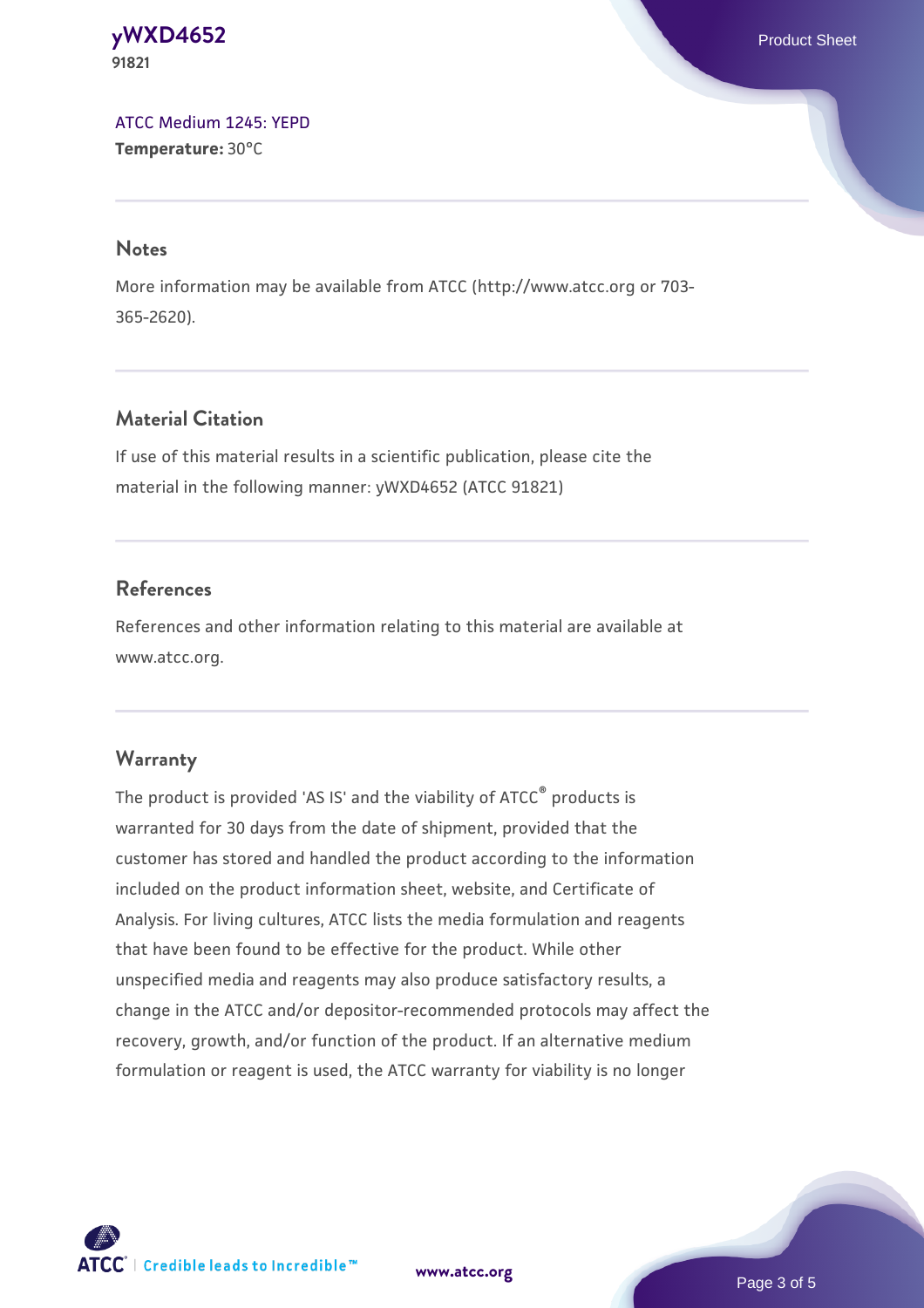ATCC Medium 1245: YEPD
**Temperature:** 30°C

## Notes

More information may be available from ATCC (http://www.atcc.org or 703-365-2620).

## Material Citation

If use of this material results in a scientific publication, please cite the material in the following manner: yWXD4652 (ATCC 91821)

## References

References and other information relating to this material are available at www.atcc.org.

## Warranty

The product is provided 'AS IS' and the viability of ATCC® products is warranted for 30 days from the date of shipment, provided that the customer has stored and handled the product according to the information included on the product information sheet, website, and Certificate of Analysis. For living cultures, ATCC lists the media formulation and reagents that have been found to be effective for the product. While other unspecified media and reagents may also produce satisfactory results, a change in the ATCC and/or depositor-recommended protocols may affect the recovery, growth, and/or function of the product. If an alternative medium formulation or reagent is used, the ATCC warranty for viability is no longer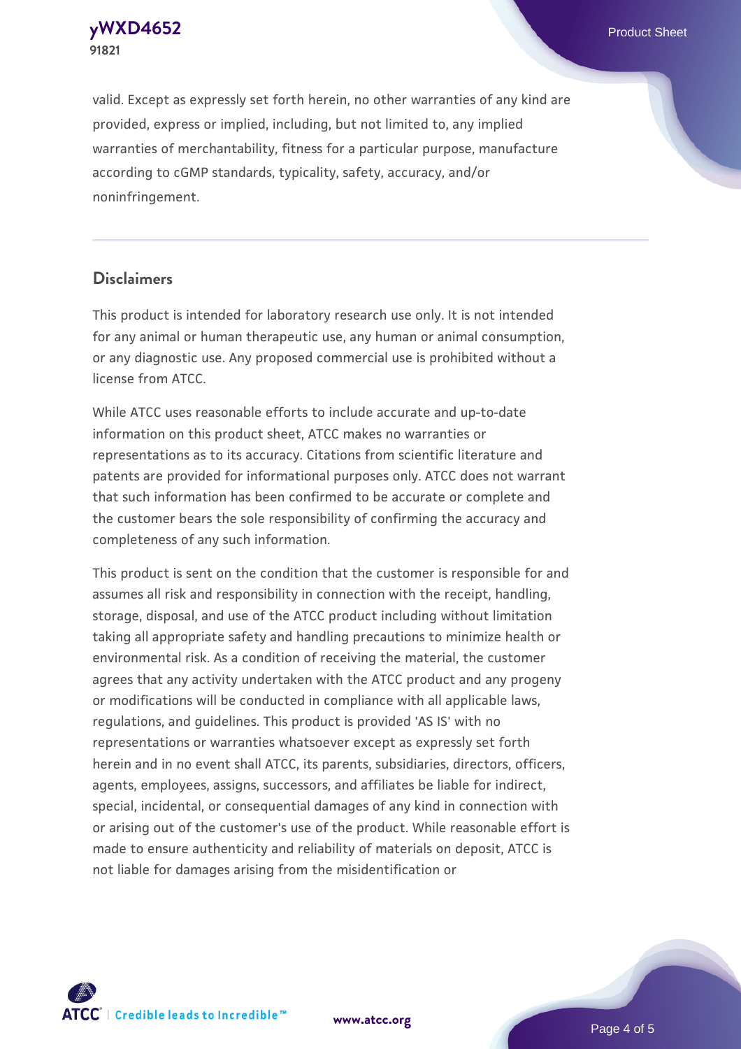valid. Except as expressly set forth herein, no other warranties of any kind are provided, express or implied, including, but not limited to, any implied warranties of merchantability, fitness for a particular purpose, manufacture according to cGMP standards, typicality, safety, accuracy, and/or noninfringement.

## Disclaimers

This product is intended for laboratory research use only. It is not intended for any animal or human therapeutic use, any human or animal consumption, or any diagnostic use. Any proposed commercial use is prohibited without a license from ATCC.

While ATCC uses reasonable efforts to include accurate and up-to-date information on this product sheet, ATCC makes no warranties or representations as to its accuracy. Citations from scientific literature and patents are provided for informational purposes only. ATCC does not warrant that such information has been confirmed to be accurate or complete and the customer bears the sole responsibility of confirming the accuracy and completeness of any such information.

This product is sent on the condition that the customer is responsible for and assumes all risk and responsibility in connection with the receipt, handling, storage, disposal, and use of the ATCC product including without limitation taking all appropriate safety and handling precautions to minimize health or environmental risk. As a condition of receiving the material, the customer agrees that any activity undertaken with the ATCC product and any progeny or modifications will be conducted in compliance with all applicable laws, regulations, and guidelines. This product is provided 'AS IS' with no representations or warranties whatsoever except as expressly set forth herein and in no event shall ATCC, its parents, subsidiaries, directors, officers, agents, employees, assigns, successors, and affiliates be liable for indirect, special, incidental, or consequential damages of any kind in connection with or arising out of the customer's use of the product. While reasonable effort is made to ensure authenticity and reliability of materials on deposit, ATCC is not liable for damages arising from the misidentification or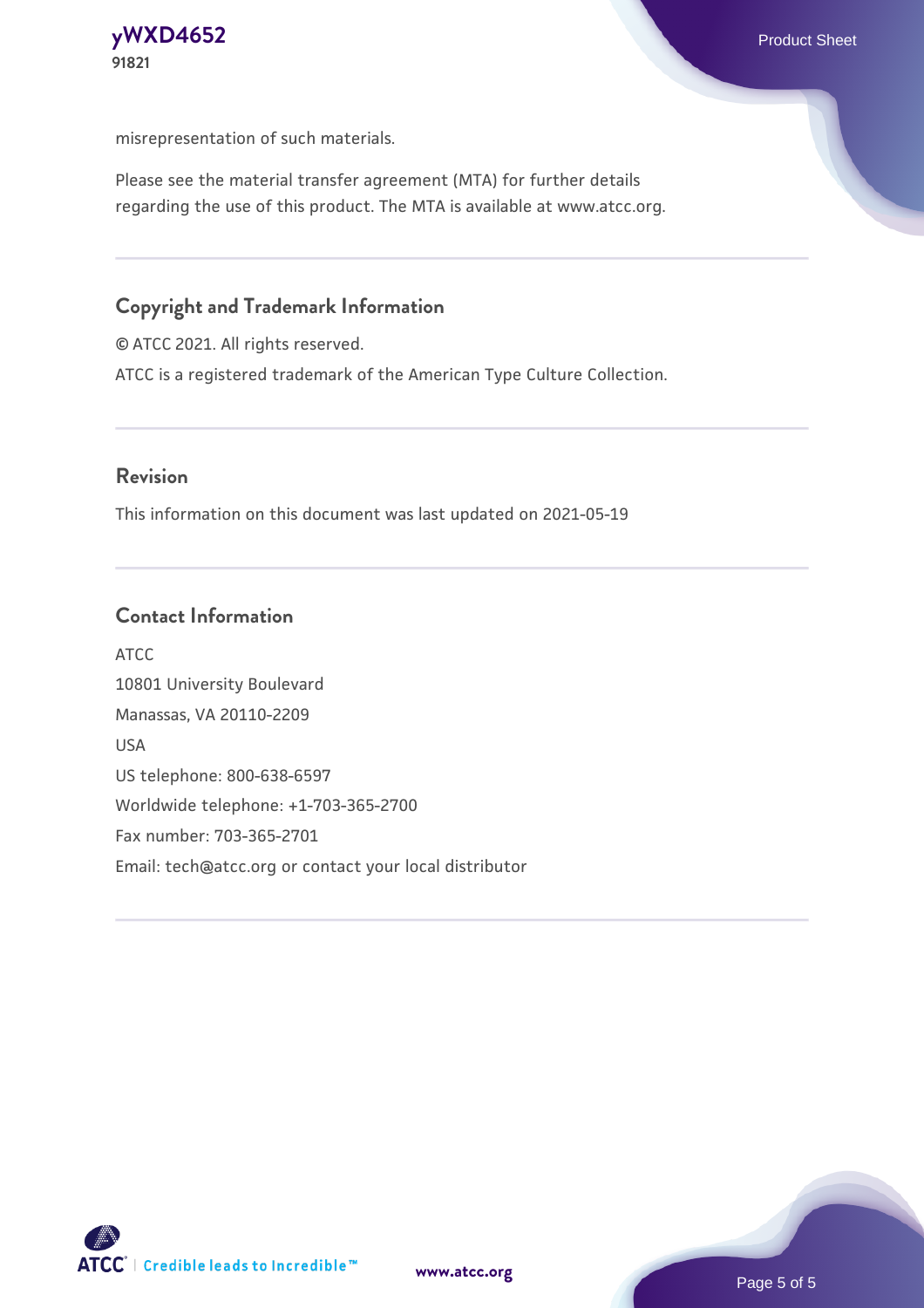misrepresentation of such materials.

Please see the material transfer agreement (MTA) for further details regarding the use of this product. The MTA is available at www.atcc.org.

## Copyright and Trademark Information

© ATCC 2021. All rights reserved.

ATCC is a registered trademark of the American Type Culture Collection.

## Revision

This information on this document was last updated on 2021-05-19

## Contact Information

ATCC
10801 University Boulevard
Manassas, VA 20110-2209
USA
US telephone: 800-638-6597
Worldwide telephone: +1-703-365-2700
Fax number: 703-365-2701
Email: tech@atcc.org or contact your local distributor